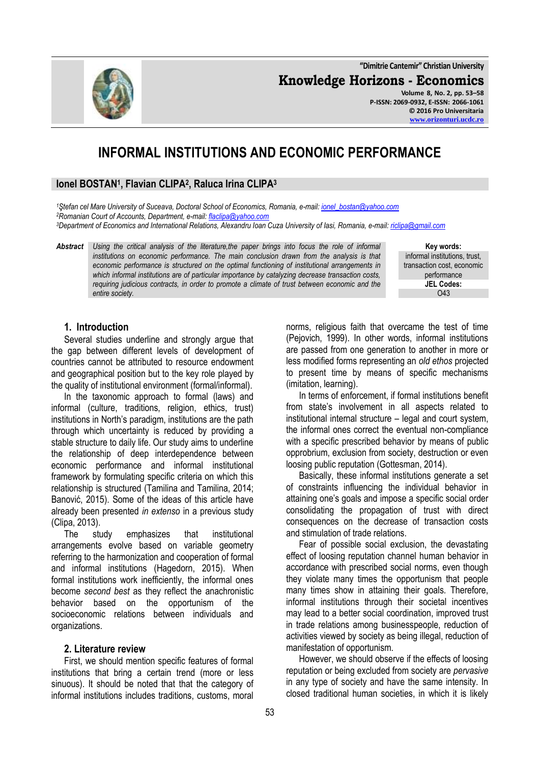# INFORMAL INSTITUTIONS AND ECONOMIC PERFORMANCE

**Ionel BOSTAN[1], Flavian CLIPA[2], Raluca Irina CLIPA[3]**

*[1]Ştefan cel Mare University of Suceava, Doctoral School of Economics, Romania, e-mail: ionel_bostan@yahoo.com*
*[2]Romanian Court of Accounts, Department, e-mail: flaclipa@yahoo.com*
*[3]Department of Economics and International Relations, Alexandru Ioan Cuza University of Iasi, Romania, e-mail: riclipa@gmail.com*

**Abstract** *Using the critical analysis of the literature,the paper brings into focus the role of informal institutions on economic performance. The main conclusion drawn from the analysis is that economic performance is structured on the optimal functioning of institutional arrangements in which informal institutions are of particular importance by catalyzing decrease transaction costs, requiring judicious contracts, in order to promote a climate of trust between economic and the entire society.*

**Key words:** informal institutions, trust, transaction cost, economic performance

**JEL Codes:** O43

## 1. Introduction

Several studies underline and strongly argue that the gap between different levels of development of countries cannot be attributed to resource endowment and geographical position but to the key role played by the quality of institutional environment (formal/informal).

In the taxonomic approach to formal (laws) and informal (culture, traditions, religion, ethics, trust) institutions in North's paradigm, institutions are the path through which uncertainty is reduced by providing a stable structure to daily life. Our study aims to underline the relationship of deep interdependence between economic performance and informal institutional framework by formulating specific criteria on which this relationship is structured (Tamilina and Tamilina, 2014; Banović, 2015). Some of the ideas of this article have already been presented *in extenso* in a previous study (Clipa, 2013).

The study emphasizes that institutional arrangements evolve based on variable geometry referring to the harmonization and cooperation of formal and informal institutions (Hagedorn, 2015). When formal institutions work inefficiently, the informal ones become *second best* as they reflect the anachronistic behavior based on the opportunism of the socioeconomic relations between individuals and organizations.

## 2. Literature review

First, we should mention specific features of formal institutions that bring a certain trend (more or less sinuous). It should be noted that that the category of informal institutions includes traditions, customs, moral norms, religious faith that overcame the test of time (Pejovich, 1999). In other words, informal institutions are passed from one generation to another in more or less modified forms representing an *old ethos* projected to present time by means of specific mechanisms (imitation, learning).

In terms of enforcement, if formal institutions benefit from state's involvement in all aspects related to institutional internal structure – legal and court system, the informal ones correct the eventual non-compliance with a specific prescribed behavior by means of public opprobrium, exclusion from society, destruction or even loosing public reputation (Gottesman, 2014).

Basically, these informal institutions generate a set of constraints influencing the individual behavior in attaining one's goals and impose a specific social order consolidating the propagation of trust with direct consequences on the decrease of transaction costs and stimulation of trade relations.

Fear of possible social exclusion, the devastating effect of loosing reputation channel human behavior in accordance with prescribed social norms, even though they violate many times the opportunism that people many times show in attaining their goals. Therefore, informal institutions through their societal incentives may lead to a better social coordination, improved trust in trade relations among businesspeople, reduction of activities viewed by society as being illegal, reduction of manifestation of opportunism.

However, we should observe if the effects of loosing reputation or being excluded from society are *pervasive* in any type of society and have the same intensity. In closed traditional human societies, in which it is likely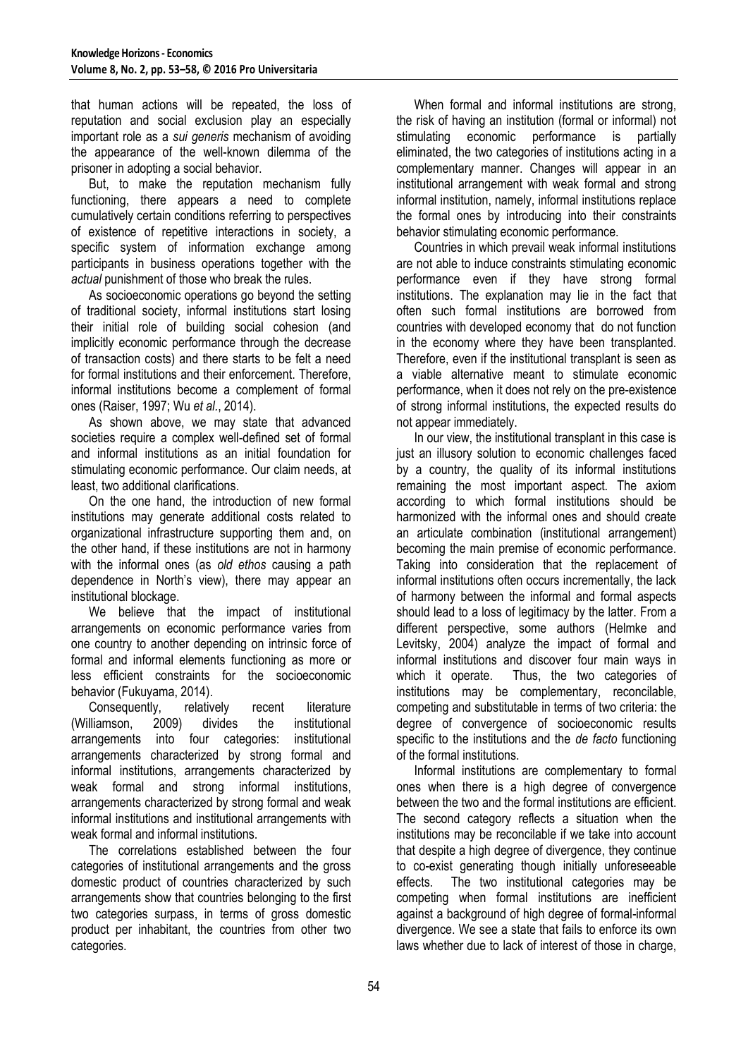that human actions will be repeated, the loss of reputation and social exclusion play an especially important role as a *sui generis* mechanism of avoiding the appearance of the well-known dilemma of the prisoner in adopting a social behavior.

But, to make the reputation mechanism fully functioning, there appears a need to complete cumulatively certain conditions referring to perspectives of existence of repetitive interactions in society, a specific system of information exchange among participants in business operations together with the *actual* punishment of those who break the rules.

As socioeconomic operations go beyond the setting of traditional society, informal institutions start losing their initial role of building social cohesion (and implicitly economic performance through the decrease of transaction costs) and there starts to be felt a need for formal institutions and their enforcement. Therefore, informal institutions become a complement of formal ones (Raiser, 1997; Wu *et al.*, 2014).

As shown above, we may state that advanced societies require a complex well-defined set of formal and informal institutions as an initial foundation for stimulating economic performance. Our claim needs, at least, two additional clarifications.

On the one hand, the introduction of new formal institutions may generate additional costs related to organizational infrastructure supporting them and, on the other hand, if these institutions are not in harmony with the informal ones (as *old ethos* causing a path dependence in North's view), there may appear an institutional blockage.

We believe that the impact of institutional arrangements on economic performance varies from one country to another depending on intrinsic force of formal and informal elements functioning as more or less efficient constraints for the socioeconomic behavior (Fukuyama, 2014).

Consequently, relatively recent literature (Williamson, 2009) divides the institutional arrangements into four categories: institutional arrangements characterized by strong formal and informal institutions, arrangements characterized by weak formal and strong informal institutions, arrangements characterized by strong formal and weak informal institutions and institutional arrangements with weak formal and informal institutions.

The correlations established between the four categories of institutional arrangements and the gross domestic product of countries characterized by such arrangements show that countries belonging to the first two categories surpass, in terms of gross domestic product per inhabitant, the countries from other two categories.

When formal and informal institutions are strong, the risk of having an institution (formal or informal) not stimulating economic performance is partially eliminated, the two categories of institutions acting in a complementary manner. Changes will appear in an institutional arrangement with weak formal and strong informal institution, namely, informal institutions replace the formal ones by introducing into their constraints behavior stimulating economic performance.

Countries in which prevail weak informal institutions are not able to induce constraints stimulating economic performance even if they have strong formal institutions. The explanation may lie in the fact that often such formal institutions are borrowed from countries with developed economy that do not function in the economy where they have been transplanted. Therefore, even if the institutional transplant is seen as a viable alternative meant to stimulate economic performance, when it does not rely on the pre-existence of strong informal institutions, the expected results do not appear immediately.

In our view, the institutional transplant in this case is just an illusory solution to economic challenges faced by a country, the quality of its informal institutions remaining the most important aspect. The axiom according to which formal institutions should be harmonized with the informal ones and should create an articulate combination (institutional arrangement) becoming the main premise of economic performance. Taking into consideration that the replacement of informal institutions often occurs incrementally, the lack of harmony between the informal and formal aspects should lead to a loss of legitimacy by the latter. From a different perspective, some authors (Helmke and Levitsky, 2004) analyze the impact of formal and informal institutions and discover four main ways in which it operate. Thus, the two categories of institutions may be complementary, reconcilable, competing and substitutable in terms of two criteria: the degree of convergence of socioeconomic results specific to the institutions and the *de facto* functioning of the formal institutions.

Informal institutions are complementary to formal ones when there is a high degree of convergence between the two and the formal institutions are efficient. The second category reflects a situation when the institutions may be reconcilable if we take into account that despite a high degree of divergence, they continue to co-exist generating though initially unforeseeable effects. The two institutional categories may be competing when formal institutions are inefficient against a background of high degree of formal-informal divergence. We see a state that fails to enforce its own laws whether due to lack of interest of those in charge,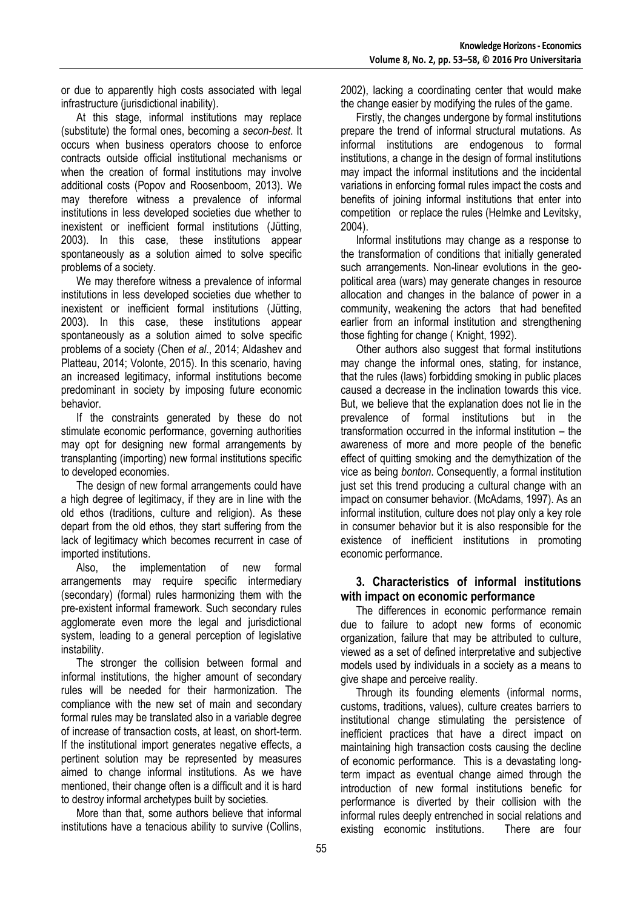or due to apparently high costs associated with legal infrastructure (jurisdictional inability).

At this stage, informal institutions may replace (substitute) the formal ones, becoming a *secon-best*. It occurs when business operators choose to enforce contracts outside official institutional mechanisms or when the creation of formal institutions may involve additional costs (Popov and Roosenboom, 2013). We may therefore witness a prevalence of informal institutions in less developed societies due whether to inexistent or inefficient formal institutions (Jütting, 2003). In this case, these institutions appear spontaneously as a solution aimed to solve specific problems of a society.

We may therefore witness a prevalence of informal institutions in less developed societies due whether to inexistent or inefficient formal institutions (Jütting, 2003). In this case, these institutions appear spontaneously as a solution aimed to solve specific problems of a society (Chen *et al*., 2014; Aldashev and Platteau, 2014; Volonte, 2015). In this scenario, having an increased legitimacy, informal institutions become predominant in society by imposing future economic behavior.

If the constraints generated by these do not stimulate economic performance, governing authorities may opt for designing new formal arrangements by transplanting (importing) new formal institutions specific to developed economies.

The design of new formal arrangements could have a high degree of legitimacy, if they are in line with the old ethos (traditions, culture and religion). As these depart from the old ethos, they start suffering from the lack of legitimacy which becomes recurrent in case of imported institutions.

Also, the implementation of new formal arrangements may require specific intermediary (secondary) (formal) rules harmonizing them with the pre-existent informal framework. Such secondary rules agglomerate even more the legal and jurisdictional system, leading to a general perception of legislative instability.

The stronger the collision between formal and informal institutions, the higher amount of secondary rules will be needed for their harmonization. The compliance with the new set of main and secondary formal rules may be translated also in a variable degree of increase of transaction costs, at least, on short-term. If the institutional import generates negative effects, a pertinent solution may be represented by measures aimed to change informal institutions. As we have mentioned, their change often is a difficult and it is hard to destroy informal archetypes built by societies.

More than that, some authors believe that informal institutions have a tenacious ability to survive (Collins, 2002), lacking a coordinating center that would make the change easier by modifying the rules of the game.

Firstly, the changes undergone by formal institutions prepare the trend of informal structural mutations. As informal institutions are endogenous to formal institutions, a change in the design of formal institutions may impact the informal institutions and the incidental variations in enforcing formal rules impact the costs and benefits of joining informal institutions that enter into competition or replace the rules (Helmke and Levitsky, 2004).

Informal institutions may change as a response to the transformation of conditions that initially generated such arrangements. Non-linear evolutions in the geo-political area (wars) may generate changes in resource allocation and changes in the balance of power in a community, weakening the actors that had benefited earlier from an informal institution and strengthening those fighting for change ( Knight, 1992).

Other authors also suggest that formal institutions may change the informal ones, stating, for instance, that the rules (laws) forbidding smoking in public places caused a decrease in the inclination towards this vice. But, we believe that the explanation does not lie in the prevalence of formal institutions but in the transformation occurred in the informal institution – the awareness of more and more people of the benefic effect of quitting smoking and the demythization of the vice as being *bonton*. Consequently, a formal institution just set this trend producing a cultural change with an impact on consumer behavior. (McAdams, 1997). As an informal institution, culture does not play only a key role in consumer behavior but it is also responsible for the existence of inefficient institutions in promoting economic performance.

## 3. Characteristics of informal institutions with impact on economic performance

The differences in economic performance remain due to failure to adopt new forms of economic organization, failure that may be attributed to culture, viewed as a set of defined interpretative and subjective models used by individuals in a society as a means to give shape and perceive reality.

Through its founding elements (informal norms, customs, traditions, values), culture creates barriers to institutional change stimulating the persistence of inefficient practices that have a direct impact on maintaining high transaction costs causing the decline of economic performance. This is a devastating long-term impact as eventual change aimed through the introduction of new formal institutions benefic for performance is diverted by their collision with the informal rules deeply entrenched in social relations and existing economic institutions. There are four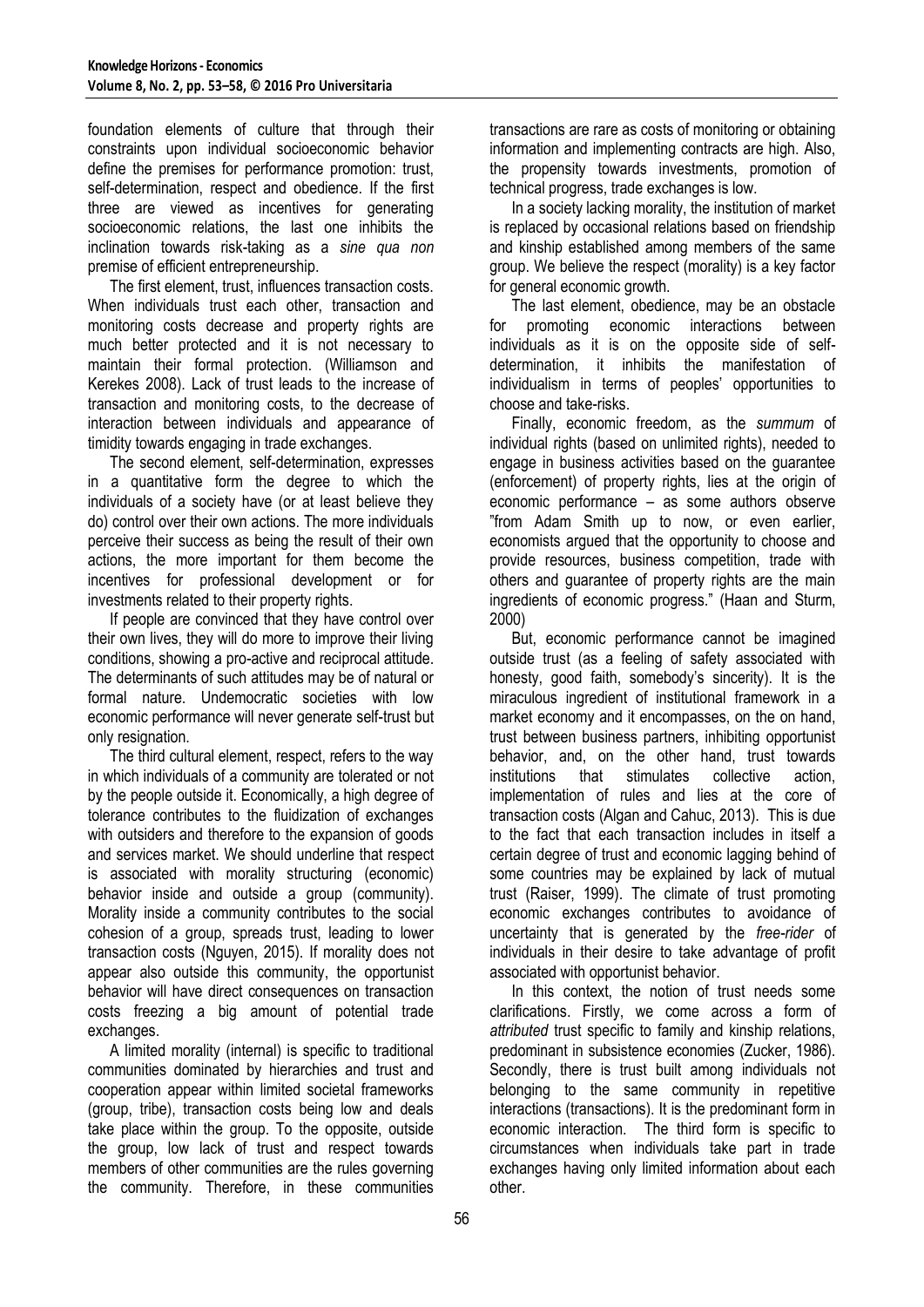foundation elements of culture that through their constraints upon individual socioeconomic behavior define the premises for performance promotion: trust, self-determination, respect and obedience. If the first three are viewed as incentives for generating socioeconomic relations, the last one inhibits the inclination towards risk-taking as a *sine qua non* premise of efficient entrepreneurship.

The first element, trust, influences transaction costs. When individuals trust each other, transaction and monitoring costs decrease and property rights are much better protected and it is not necessary to maintain their formal protection. (Williamson and Kerekes 2008). Lack of trust leads to the increase of transaction and monitoring costs, to the decrease of interaction between individuals and appearance of timidity towards engaging in trade exchanges.

The second element, self-determination, expresses in a quantitative form the degree to which the individuals of a society have (or at least believe they do) control over their own actions. The more individuals perceive their success as being the result of their own actions, the more important for them become the incentives for professional development or for investments related to their property rights.

If people are convinced that they have control over their own lives, they will do more to improve their living conditions, showing a pro-active and reciprocal attitude. The determinants of such attitudes may be of natural or formal nature. Undemocratic societies with low economic performance will never generate self-trust but only resignation.

The third cultural element, respect, refers to the way in which individuals of a community are tolerated or not by the people outside it. Economically, a high degree of tolerance contributes to the fluidization of exchanges with outsiders and therefore to the expansion of goods and services market. We should underline that respect is associated with morality structuring (economic) behavior inside and outside a group (community). Morality inside a community contributes to the social cohesion of a group, spreads trust, leading to lower transaction costs (Nguyen, 2015). If morality does not appear also outside this community, the opportunist behavior will have direct consequences on transaction costs freezing a big amount of potential trade exchanges.

A limited morality (internal) is specific to traditional communities dominated by hierarchies and trust and cooperation appear within limited societal frameworks (group, tribe), transaction costs being low and deals take place within the group. To the opposite, outside the group, low lack of trust and respect towards members of other communities are the rules governing the community. Therefore, in these communities transactions are rare as costs of monitoring or obtaining information and implementing contracts are high. Also, the propensity towards investments, promotion of technical progress, trade exchanges is low.

In a society lacking morality, the institution of market is replaced by occasional relations based on friendship and kinship established among members of the same group. We believe the respect (morality) is a key factor for general economic growth.

The last element, obedience, may be an obstacle for promoting economic interactions between individuals as it is on the opposite side of self-determination, it inhibits the manifestation of individualism in terms of peoples' opportunities to choose and take-risks.

Finally, economic freedom, as the *summum* of individual rights (based on unlimited rights), needed to engage in business activities based on the guarantee (enforcement) of property rights, lies at the origin of economic performance – as some authors observe "from Adam Smith up to now, or even earlier, economists argued that the opportunity to choose and provide resources, business competition, trade with others and guarantee of property rights are the main ingredients of economic progress." (Haan and Sturm, 2000)

But, economic performance cannot be imagined outside trust (as a feeling of safety associated with honesty, good faith, somebody's sincerity). It is the miraculous ingredient of institutional framework in a market economy and it encompasses, on the on hand, trust between business partners, inhibiting opportunist behavior, and, on the other hand, trust towards institutions that stimulates collective action, implementation of rules and lies at the core of transaction costs (Algan and Cahuc, 2013). This is due to the fact that each transaction includes in itself a certain degree of trust and economic lagging behind of some countries may be explained by lack of mutual trust (Raiser, 1999). The climate of trust promoting economic exchanges contributes to avoidance of uncertainty that is generated by the *free-rider* of individuals in their desire to take advantage of profit associated with opportunist behavior.

In this context, the notion of trust needs some clarifications. Firstly, we come across a form of *attributed* trust specific to family and kinship relations, predominant in subsistence economies (Zucker, 1986). Secondly, there is trust built among individuals not belonging to the same community in repetitive interactions (transactions). It is the predominant form in economic interaction. The third form is specific to circumstances when individuals take part in trade exchanges having only limited information about each other.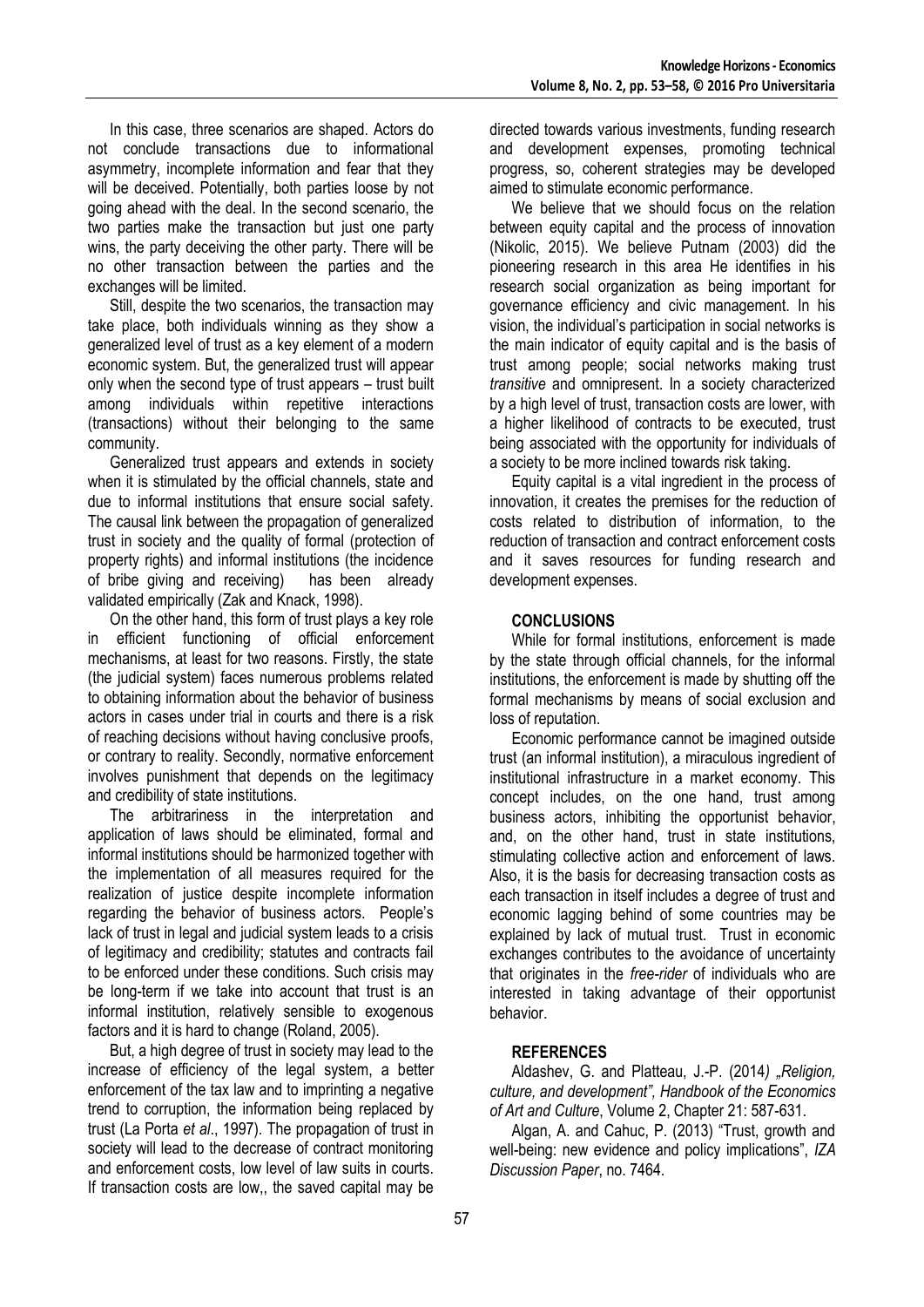In this case, three scenarios are shaped. Actors do not conclude transactions due to informational asymmetry, incomplete information and fear that they will be deceived. Potentially, both parties loose by not going ahead with the deal. In the second scenario, the two parties make the transaction but just one party wins, the party deceiving the other party. There will be no other transaction between the parties and the exchanges will be limited.

Still, despite the two scenarios, the transaction may take place, both individuals winning as they show a generalized level of trust as a key element of a modern economic system. But, the generalized trust will appear only when the second type of trust appears – trust built among individuals within repetitive interactions (transactions) without their belonging to the same community.

Generalized trust appears and extends in society when it is stimulated by the official channels, state and due to informal institutions that ensure social safety. The causal link between the propagation of generalized trust in society and the quality of formal (protection of property rights) and informal institutions (the incidence of bribe giving and receiving) has been already validated empirically (Zak and Knack, 1998).

On the other hand, this form of trust plays a key role in efficient functioning of official enforcement mechanisms, at least for two reasons. Firstly, the state (the judicial system) faces numerous problems related to obtaining information about the behavior of business actors in cases under trial in courts and there is a risk of reaching decisions without having conclusive proofs, or contrary to reality. Secondly, normative enforcement involves punishment that depends on the legitimacy and credibility of state institutions.

The arbitrariness in the interpretation and application of laws should be eliminated, formal and informal institutions should be harmonized together with the implementation of all measures required for the realization of justice despite incomplete information regarding the behavior of business actors. People's lack of trust in legal and judicial system leads to a crisis of legitimacy and credibility; statutes and contracts fail to be enforced under these conditions. Such crisis may be long-term if we take into account that trust is an informal institution, relatively sensible to exogenous factors and it is hard to change (Roland, 2005).

But, a high degree of trust in society may lead to the increase of efficiency of the legal system, a better enforcement of the tax law and to imprinting a negative trend to corruption, the information being replaced by trust (La Porta *et al*., 1997). The propagation of trust in society will lead to the decrease of contract monitoring and enforcement costs, low level of law suits in courts. If transaction costs are low,, the saved capital may be directed towards various investments, funding research and development expenses, promoting technical progress, so, coherent strategies may be developed aimed to stimulate economic performance.

We believe that we should focus on the relation between equity capital and the process of innovation (Nikolic, 2015). We believe Putnam (2003) did the pioneering research in this area He identifies in his research social organization as being important for governance efficiency and civic management. In his vision, the individual's participation in social networks is the main indicator of equity capital and is the basis of trust among people; social networks making trust *transitive* and omnipresent. In a society characterized by a high level of trust, transaction costs are lower, with a higher likelihood of contracts to be executed, trust being associated with the opportunity for individuals of a society to be more inclined towards risk taking.

Equity capital is a vital ingredient in the process of innovation, it creates the premises for the reduction of costs related to distribution of information, to the reduction of transaction and contract enforcement costs and it saves resources for funding research and development expenses.

## CONCLUSIONS

While for formal institutions, enforcement is made by the state through official channels, for the informal institutions, the enforcement is made by shutting off the formal mechanisms by means of social exclusion and loss of reputation.

Economic performance cannot be imagined outside trust (an informal institution), a miraculous ingredient of institutional infrastructure in a market economy. This concept includes, on the one hand, trust among business actors, inhibiting the opportunist behavior, and, on the other hand, trust in state institutions, stimulating collective action and enforcement of laws. Also, it is the basis for decreasing transaction costs as each transaction in itself includes a degree of trust and economic lagging behind of some countries may be explained by lack of mutual trust. Trust in economic exchanges contributes to the avoidance of uncertainty that originates in the *free-rider* of individuals who are interested in taking advantage of their opportunist behavior.

## REFERENCES

Aldashev, G. and Platteau, J.-P. (2014) *„Religion, culture, and development", Handbook of the Economics of Art and Culture*, Volume 2, Chapter 21: 587-631.

Algan, A. and Cahuc, P. (2013) "Trust, growth and well-being: new evidence and policy implications", *IZA Discussion Paper*, no. 7464.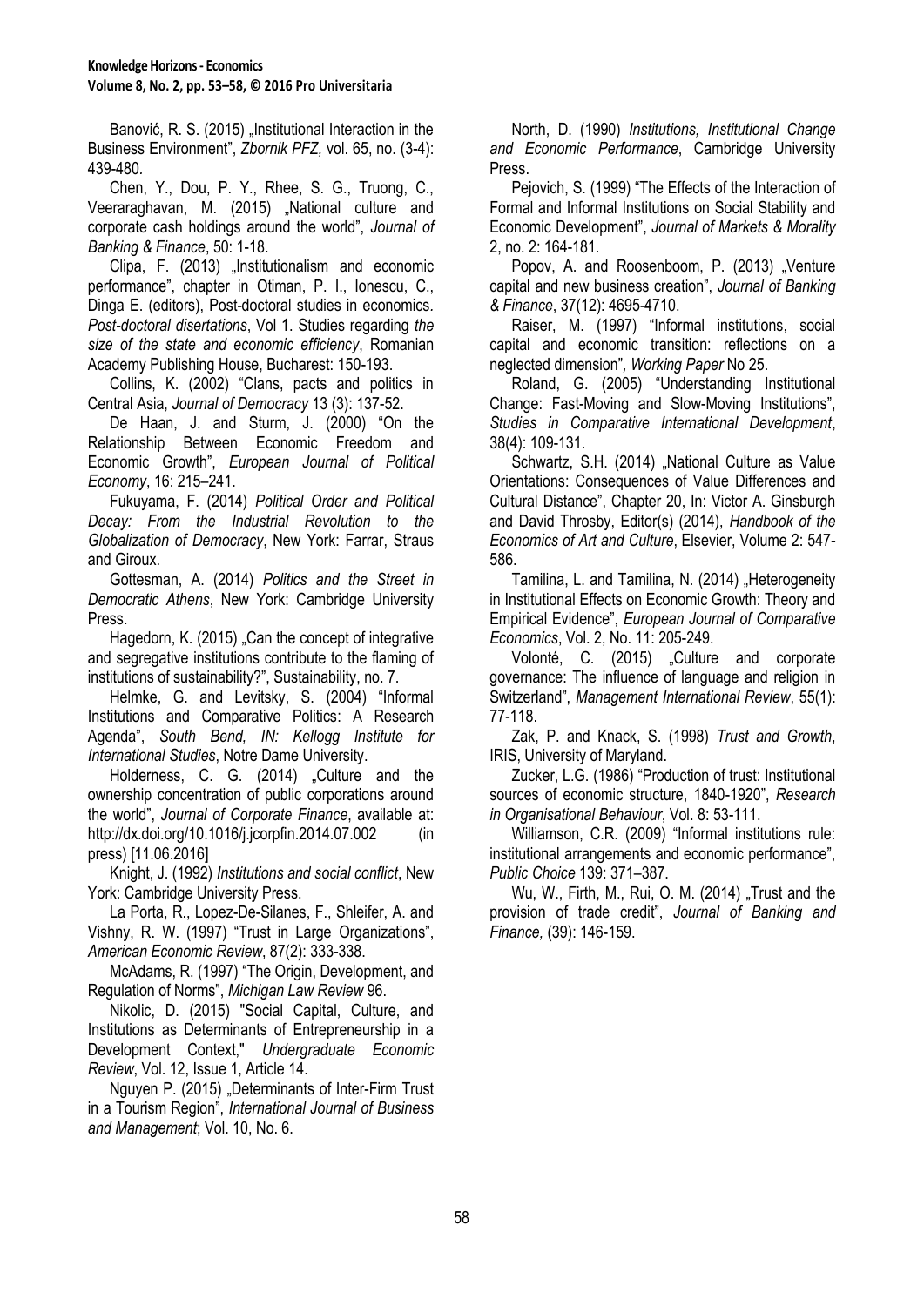Banović, R. S. (2015) „Institutional Interaction in the Business Environment", *Zbornik PFZ,* vol. 65, no. (3-4): 439-480.

Chen, Y., Dou, P. Y., Rhee, S. G., Truong, C., Veeraraghavan, M. (2015) „National culture and corporate cash holdings around the world", *Journal of Banking & Finance*, 50: 1-18.

Clipa, F. (2013) „Institutionalism and economic performance", chapter in Otiman, P. I., Ionescu, C., Dinga E. (editors), Post-doctoral studies in economics. *Post-doctoral disertations*, Vol 1. Studies regarding *the size of the state and economic efficiency*, Romanian Academy Publishing House, Bucharest: 150-193.

Collins, K. (2002) "Clans, pacts and politics in Central Asia, *Journal of Democracy* 13 (3): 137-52.

De Haan, J. and Sturm, J. (2000) "On the Relationship Between Economic Freedom and Economic Growth", *European Journal of Political Economy*, 16: 215–241.

Fukuyama, F. (2014) *Political Order and Political Decay: From the Industrial Revolution to the Globalization of Democracy*, New York: Farrar, Straus and Giroux.

Gottesman, A. (2014) *Politics and the Street in Democratic Athens*, New York: Cambridge University Press.

Hagedorn, K. (2015) „Can the concept of integrative and segregative institutions contribute to the flaming of institutions of sustainability?", Sustainability, no. 7.

Helmke, G. and Levitsky, S. (2004) "Informal Institutions and Comparative Politics: A Research Agenda", *South Bend, IN: Kellogg Institute for International Studies*, Notre Dame University.

Holderness, C. G. (2014) „Culture and the ownership concentration of public corporations around the world", *Journal of Corporate Finance*, available at: http://dx.doi.org/10.1016/j.jcorpfin.2014.07.002 (in press) [11.06.2016]

Knight, J. (1992) *Institutions and social conflict*, New York: Cambridge University Press.

La Porta, R., Lopez-De-Silanes, F., Shleifer, A. and Vishny, R. W. (1997) "Trust in Large Organizations", *American Economic Review*, 87(2): 333-338.

McAdams, R. (1997) "The Origin, Development, and Regulation of Norms", *Michigan Law Review* 96.

Nikolic, D. (2015) "Social Capital, Culture, and Institutions as Determinants of Entrepreneurship in a Development Context," *Undergraduate Economic Review*, Vol. 12, Issue 1, Article 14.

Nguyen P. (2015) „Determinants of Inter-Firm Trust in a Tourism Region", *International Journal of Business and Management*; Vol. 10, No. 6.

North, D. (1990) *Institutions, Institutional Change and Economic Performance*, Cambridge University Press.

Pejovich, S. (1999) "The Effects of the Interaction of Formal and Informal Institutions on Social Stability and Economic Development", *Journal of Markets & Morality* 2, no. 2: 164-181.

Popov, A. and Roosenboom, P. (2013) „Venture capital and new business creation", *Journal of Banking & Finance*, 37(12): 4695-4710.

Raiser, M. (1997) "Informal institutions, social capital and economic transition: reflections on a neglected dimension"*, Working Paper* No 25.

Roland, G. (2005) "Understanding Institutional Change: Fast-Moving and Slow-Moving Institutions", *Studies in Comparative International Development*, 38(4): 109-131.

Schwartz, S.H. (2014) „National Culture as Value Orientations: Consequences of Value Differences and Cultural Distance", Chapter 20, In: Victor A. Ginsburgh and David Throsby, Editor(s) (2014), *Handbook of the Economics of Art and Culture*, Elsevier, Volume 2: 547-586.

Tamilina, L. and Tamilina, N. (2014) „Heterogeneity in Institutional Effects on Economic Growth: Theory and Empirical Evidence", *European Journal of Comparative Economics*, Vol. 2, No. 11: 205-249.

Volonté, C. (2015) „Culture and corporate governance: The influence of language and religion in Switzerland", *Management International Review*, 55(1): 77-118.

Zak, P. and Knack, S. (1998) *Trust and Growth*, IRIS, University of Maryland.

Zucker, L.G. (1986) "Production of trust: Institutional sources of economic structure, 1840-1920", *Research in Organisational Behaviour*, Vol. 8: 53-111.

Williamson, C.R. (2009) "Informal institutions rule: institutional arrangements and economic performance", *Public Choice* 139: 371–387.

Wu, W., Firth, M., Rui, O. M. (2014) „Trust and the provision of trade credit", *Journal of Banking and Finance,* (39): 146-159.